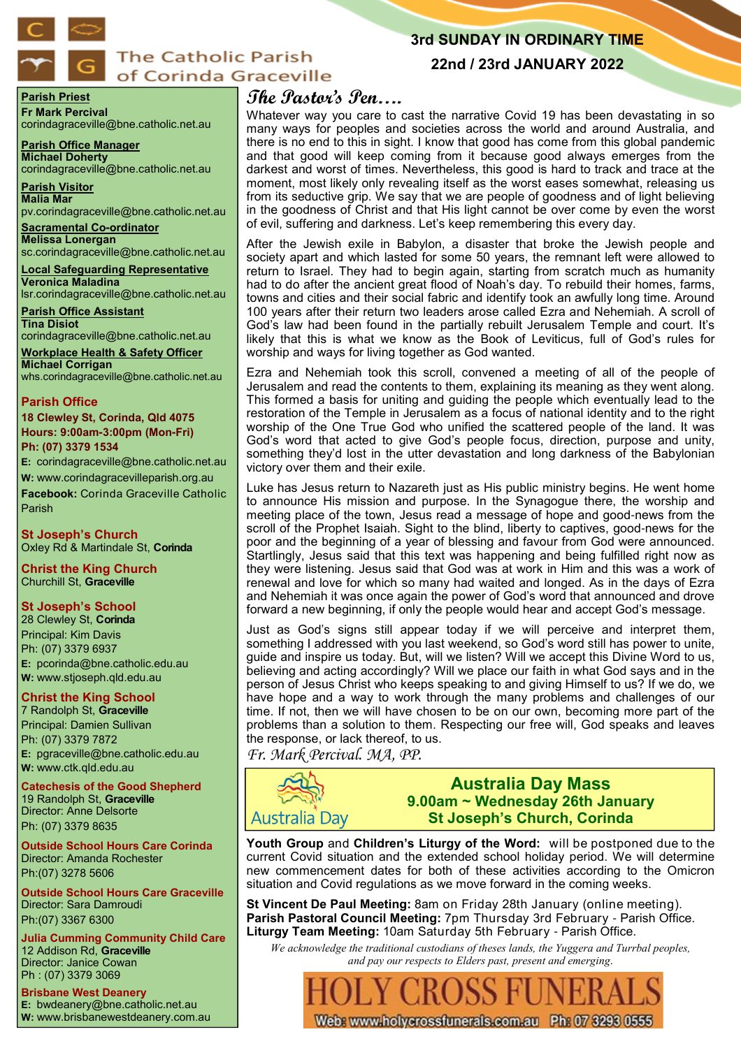# The Catholic Parish of Corinda Graceville

**3rd SUNDAY IN ORDINARY TIME**
**22nd / 23rd JANUARY 2022**

**Parish Priest**
**Fr Mark Percival**
corindagraceville@bne.catholic.net.au

**Parish Office Manager**
**Michael Doherty**
corindagraceville@bne.catholic.net.au

**Parish Visitor**
**Malia Mar**
pv.corindagraceville@bne.catholic.net.au

**Sacramental Co-ordinator**
**Melissa Lonergan**
sc.corindagraceville@bne.catholic.net.au

**Local Safeguarding Representative**
**Veronica Maladina**
lsr.corindagraceville@bne.catholic.net.au

**Parish Office Assistant**
**Tina Disiot**
corindagraceville@bne.catholic.net.au

**Workplace Health & Safety Officer**
**Michael Corrigan**
whs.corindagraceville@bne.catholic.net.au

**Parish Office**
**18 Clewley St, Corinda, Qld 4075**
**Hours: 9:00am-3:00pm (Mon-Fri)**
**Ph: (07) 3379 1534**
**E:** corindagraceville@bne.catholic.net.au
**W:** www.corindagracevilleparish.org.au
**Facebook:** Corinda Graceville Catholic Parish

**St Joseph's Church**
Oxley Rd & Martindale St, **Corinda**

**Christ the King Church**
Churchill St, **Graceville**

**St Joseph's School**
28 Clewley St, **Corinda**
Principal: Kim Davis
Ph: (07) 3379 6937
**E:** pcorinda@bne.catholic.edu.au
**W:** www.stjoseph.qld.edu.au

**Christ the King School**
7 Randolph St, **Graceville**
Principal: Damien Sullivan
Ph: (07) 3379 7872
**E:** pgraceville@bne.catholic.edu.au
**W:** www.ctk.qld.edu.au

**Catechesis of the Good Shepherd**
19 Randolph St, **Graceville**
Director: Anne Delsorte
Ph: (07) 3379 8635

**Outside School Hours Care Corinda**
Director: Amanda Rochester
Ph:(07) 3278 5606

**Outside School Hours Care Graceville**
Director: Sara Damroudi
Ph:(07) 3367 6300

**Julia Cumming Community Child Care**
12 Addison Rd, **Graceville**
Director: Janice Cowan
Ph : (07) 3379 3069

**Brisbane West Deanery**
**E:** bwdeanery@bne.catholic.net.au
**W:** www.brisbanewestdeanery.com.au

## The Pastor's Pen….

Whatever way you care to cast the narrative Covid 19 has been devastating in so many ways for peoples and societies across the world and around Australia, and there is no end to this in sight. I know that good has come from this global pandemic and that good will keep coming from it because good always emerges from the darkest and worst of times. Nevertheless, this good is hard to track and trace at the moment, most likely only revealing itself as the worst eases somewhat, releasing us from its seductive grip. We say that we are people of goodness and of light believing in the goodness of Christ and that His light cannot be over come by even the worst of evil, suffering and darkness. Let's keep remembering this every day.

After the Jewish exile in Babylon, a disaster that broke the Jewish people and society apart and which lasted for some 50 years, the remnant left were allowed to return to Israel. They had to begin again, starting from scratch much as humanity had to do after the ancient great flood of Noah's day. To rebuild their homes, farms, towns and cities and their social fabric and identify took an awfully long time. Around 100 years after their return two leaders arose called Ezra and Nehemiah. A scroll of God's law had been found in the partially rebuilt Jerusalem Temple and court. It's likely that this is what we know as the Book of Leviticus, full of God's rules for worship and ways for living together as God wanted.

Ezra and Nehemiah took this scroll, convened a meeting of all of the people of Jerusalem and read the contents to them, explaining its meaning as they went along. This formed a basis for uniting and guiding the people which eventually lead to the restoration of the Temple in Jerusalem as a focus of national identity and to the right worship of the One True God who unified the scattered people of the land. It was God's word that acted to give God's people focus, direction, purpose and unity, something they'd lost in the utter devastation and long darkness of the Babylonian victory over them and their exile.

Luke has Jesus return to Nazareth just as His public ministry begins. He went home to announce His mission and purpose. In the Synagogue there, the worship and meeting place of the town, Jesus read a message of hope and good-news from the scroll of the Prophet Isaiah. Sight to the blind, liberty to captives, good-news for the poor and the beginning of a year of blessing and favour from God were announced. Startlingly, Jesus said that this text was happening and being fulfilled right now as they were listening. Jesus said that God was at work in Him and this was a work of renewal and love for which so many had waited and longed. As in the days of Ezra and Nehemiah it was once again the power of God's word that announced and drove forward a new beginning, if only the people would hear and accept God's message.

Just as God's signs still appear today if we will perceive and interpret them, something I addressed with you last weekend, so God's word still has power to unite, guide and inspire us today. But, will we listen? Will we accept this Divine Word to us, believing and acting accordingly? Will we place our faith in what God says and in the person of Jesus Christ who keeps speaking to and giving Himself to us? If we do, we have hope and a way to work through the many problems and challenges of our time. If not, then we will have chosen to be on our own, becoming more part of the problems than a solution to them. Respecting our free will, God speaks and leaves the response, or lack thereof, to us.

*Fr. Mark Percival. MA, PP.*

---

Australia Day

## Australia Day Mass
**9.00am ~ Wednesday 26th January**
**St Joseph's Church, Corinda**

---

**Youth Group** and **Children's Liturgy of the Word:** will be postponed due to the current Covid situation and the extended school holiday period. We will determine new commencement dates for both of these activities according to the Omicron situation and Covid regulations as we move forward in the coming weeks.

**St Vincent De Paul Meeting:** 8am on Friday 28th January (online meeting).
**Parish Pastoral Council Meeting:** 7pm Thursday 3rd February - Parish Office.
**Liturgy Team Meeting:** 10am Saturday 5th February - Parish Office.

*We acknowledge the traditional custodians of theses lands, the Yuggera and Turrbal peoples, and pay our respects to Elders past, present and emerging.*

**HOLY CROSS FUNERALS**
Web: www.holycrossfunerals.com.au Ph: 07 3293 0555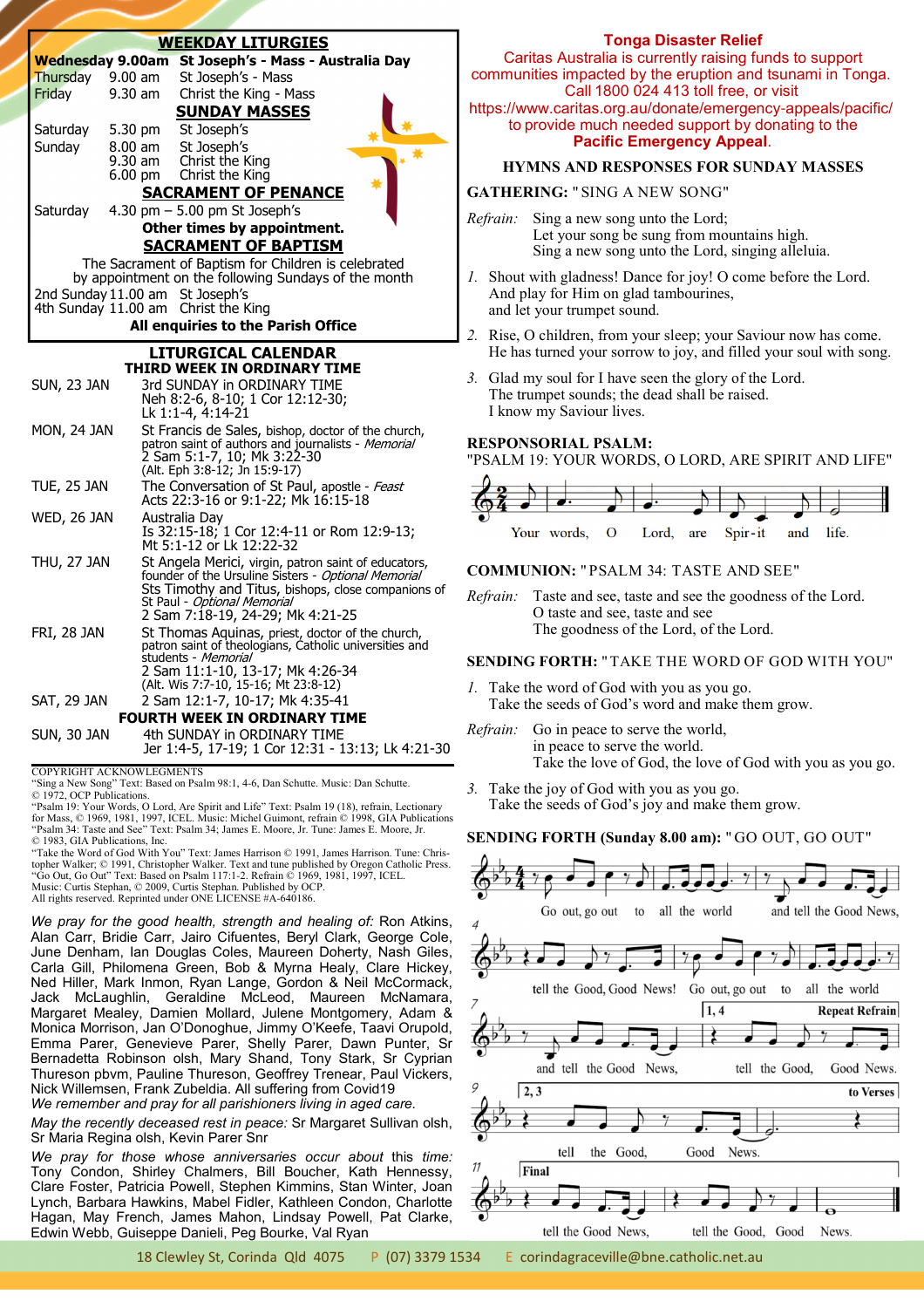## WEEKDAY LITURGIES

| | | |
|---|---|---|
| **Wednesday** | **9.00am** | **St Joseph's - Mass - Australia Day** |
| Thursday | 9.00 am | St Joseph's - Mass |
| Friday | 9.30 am | Christ the King - Mass |

## SUNDAY MASSES

| | | |
|---|---|---|
| Saturday | 5.30 pm | St Joseph's |
| Sunday | 8.00 am | St Joseph's |
| | 9.30 am | Christ the King |
| | 6.00 pm | Christ the King |

## SACRAMENT OF PENANCE

Saturday 4.30 pm – 5.00 pm St Joseph's

**Other times by appointment.**

## SACRAMENT OF BAPTISM

The Sacrament of Baptism for Children is celebrated by appointment on the following Sundays of the month

2nd Sunday 11.00 am St Joseph's
4th Sunday 11.00 am Christ the King

**All enquiries to the Parish Office**

## LITURGICAL CALENDAR

### THIRD WEEK IN ORDINARY TIME

| | |
|---|---|
| SUN, 23 JAN | 3rd SUNDAY in ORDINARY TIME<br>Neh 8:2-6, 8-10; 1 Cor 12:12-30; Lk 1:1-4, 4:14-21 |
| MON, 24 JAN | St Francis de Sales, bishop, doctor of the church, patron saint of authors and journalists - *Memorial*<br>2 Sam 5:1-7, 10; Mk 3:22-30<br>(Alt. Eph 3:8-12; Jn 15:9-17) |
| TUE, 25 JAN | The Conversation of St Paul, apostle - *Feast*<br>Acts 22:3-16 or 9:1-22; Mk 16:15-18 |
| WED, 26 JAN | Australia Day<br>Is 32:15-18; 1 Cor 12:4-11 or Rom 12:9-13; Mt 5:1-12 or Lk 12:22-32 |
| THU, 27 JAN | St Angela Merici, virgin, patron saint of educators, founder of the Ursuline Sisters - *Optional Memorial*<br>Sts Timothy and Titus, bishops, close companions of St Paul - *Optional Memorial*<br>2 Sam 7:18-19, 24-29; Mk 4:21-25 |
| FRI, 28 JAN | St Thomas Aquinas, priest, doctor of the church, patron saint of theologians, Catholic universities and students - *Memorial*<br>2 Sam 11:1-10, 13-17; Mk 4:26-34<br>(Alt. Wis 7:7-10, 15-16; Mt 23:8-12) |
| SAT, 29 JAN | 2 Sam 12:1-7, 10-17; Mk 4:35-41 |

### FOURTH WEEK IN ORDINARY TIME

| | |
|---|---|
| SUN, 30 JAN | 4th SUNDAY in ORDINARY TIME<br>Jer 1:4-5, 17-19; 1 Cor 12:31 - 13:13; Lk 4:21-30 |

COPYRIGHT ACKNOWLEDGMENTS
"Sing a New Song" Text: Based on Psalm 98:1, 4-6, Dan Schutte. Music: Dan Schutte. © 1972, OCP Publications.
"Psalm 19: Your Words, O Lord, Are Spirit and Life" Text: Psalm 19 (18), refrain, Lectionary for Mass, © 1969, 1981, 1997, ICEL. Music: Michel Guimont, refrain © 1998, GIA Publications
"Psalm 34: Taste and See" Text: Psalm 34; James E. Moore, Jr. Tune: James E. Moore, Jr. © 1983, GIA Publications, Inc.
"Take the Word of God With You" Text: James Harrison © 1991, James Harrison. Tune: Christopher Walker; © 1991, Christopher Walker. Text and tune published by Oregon Catholic Press.
"Go Out, Go Out" Text: Based on Psalm 117:1-2. Refrain © 1969, 1981, 1997, ICEL. Music: Curtis Stephan, © 2009, Curtis Stephan. Published by OCP.
All rights reserved. Reprinted under ONE LICENSE #A-640186.

*We pray for the good health, strength and healing of:* Ron Atkins, Alan Carr, Bridie Carr, Jairo Cifuentes, Beryl Clark, George Cole, June Denham, Ian Douglas Coles, Maureen Doherty, Nash Giles, Carla Gill, Philomena Green, Bob & Myrna Healy, Clare Hickey, Ned Hiller, Mark Inmon, Ryan Lange, Gordon & Neil McCormack, Jack McLaughlin, Geraldine McLeod, Maureen McNamara, Margaret Mealey, Damien Mollard, Julene Montgomery, Adam & Monica Morrison, Jan O'Donoghue, Jimmy O'Keefe, Taavi Orupold, Emma Parer, Genevieve Parer, Shelly Parer, Dawn Punter, Sr Bernadetta Robinson olsh, Mary Shand, Tony Stark, Sr Cyprian Thureson pbvm, Pauline Thureson, Geoffrey Trenear, Paul Vickers, Nick Willemsen, Frank Zubeldia. All suffering from Covid19
*We remember and pray for all parishioners living in aged care.*

*May the recently deceased rest in peace:* Sr Margaret Sullivan olsh, Sr Maria Regina olsh, Kevin Parer Snr

*We pray for those whose anniversaries occur about this time:* Tony Condon, Shirley Chalmers, Bill Boucher, Kath Hennessy, Clare Foster, Patricia Powell, Stephen Kimmins, Stan Winter, Joan Lynch, Barbara Hawkins, Mabel Fidler, Kathleen Condon, Charlotte Hagan, May French, James Mahon, Lindsay Powell, Pat Clarke, Edwin Webb, Guiseppe Danieli, Peg Bourke, Val Ryan

## Tonga Disaster Relief

Caritas Australia is currently raising funds to support communities impacted by the eruption and tsunami in Tonga. Call 1800 024 413 toll free, or visit https://www.caritas.org.au/donate/emergency-appeals/pacific/ to provide much needed support by donating to the **Pacific Emergency Appeal**.

## HYMNS AND RESPONSES FOR SUNDAY MASSES

**GATHERING:** "SING A NEW SONG"

*Refrain:* Sing a new song unto the Lord;
Let your song be sung from mountains high.
Sing a new song unto the Lord, singing alleluia.

1. Shout with gladness! Dance for joy! O come before the Lord.
And play for Him on glad tambourines,
and let your trumpet sound.

2. Rise, O children, from your sleep; your Saviour now has come.
He has turned your sorrow to joy, and filled your soul with song.

3. Glad my soul for I have seen the glory of the Lord.
The trumpet sounds; the dead shall be raised.
I know my Saviour lives.

**RESPONSORIAL PSALM:**
"PSALM 19: YOUR WORDS, O LORD, ARE SPIRIT AND LIFE"

Your words, O Lord, are Spir-it and life.

**COMMUNION:** "PSALM 34: TASTE AND SEE"

*Refrain:* Taste and see, taste and see the goodness of the Lord.
O taste and see, taste and see
The goodness of the Lord, of the Lord.

**SENDING FORTH:** "TAKE THE WORD OF GOD WITH YOU"

1. Take the word of God with you as you go.
Take the seeds of God's word and make them grow.

*Refrain:* Go in peace to serve the world,
in peace to serve the world.
Take the love of God, the love of God with you as you go.

3. Take the joy of God with you as you go.
Take the seeds of God's joy and make them grow.

**SENDING FORTH (Sunday 8.00 am):** "GO OUT, GO OUT"

Go out, go out to all the world and tell the Good News, tell the Good, Good News! Go out, go out to all the world and tell the Good News,

1, 4 Repeat Refrain: tell the Good, Good News.

2, 3 to Verses: tell the Good, Good News.

Final: tell the Good News, tell the Good, Good News.

18 Clewley St, Corinda Qld 4075 P (07) 3379 1534 E corindagraceville@bne.catholic.net.au